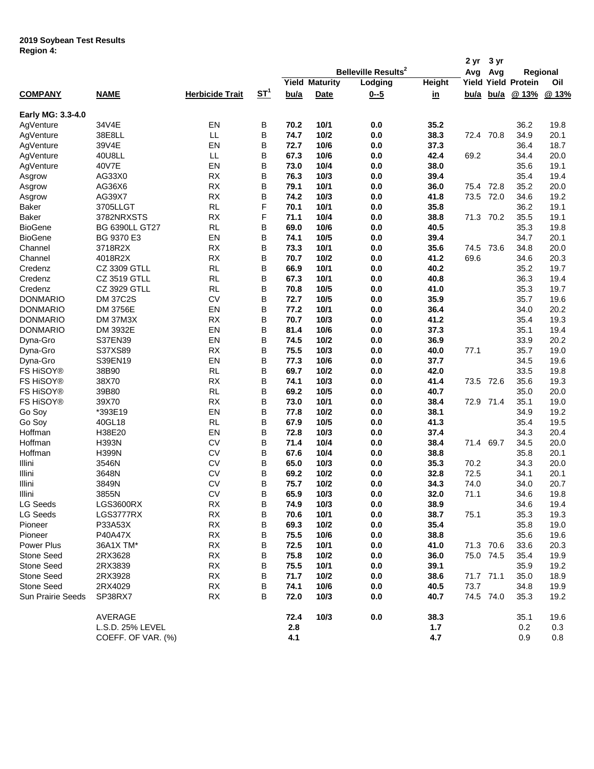**2019 Soybean Test Results**
**Region 4:**

| | | | | Belleville Results[2] | | | | 2 yr Avg | 3 yr Avg | Regional | |
|---|---|---|---|---|---|---|---|---|---|---|---|
| | | | | Yield | Maturity | Lodging | Height | Yield | Yield | Protein | Oil |
| **COMPANY** | **NAME** | **Herbicide Trait** | **ST[1]** | **bu/a** | **Date** | **0--5** | **in** | **bu/a** | **bu/a** | **@ 13%** | **@ 13%** |
| **Early MG: 3.3-4.0** | | | | | | | | | | | |
| AgVenture | 34V4E | EN | B | **70.2** | **10/1** | **0.0** | **35.2** | | | 36.2 | 19.8 |
| AgVenture | 38E8LL | LL | B | **74.7** | **10/2** | **0.0** | **38.3** | 72.4 | 70.8 | 34.9 | 20.1 |
| AgVenture | 39V4E | EN | B | **72.7** | **10/6** | **0.0** | **37.3** | | | 36.4 | 18.7 |
| AgVenture | 40U8LL | LL | B | **67.3** | **10/6** | **0.0** | **42.4** | 69.2 | | 34.4 | 20.0 |
| AgVenture | 40V7E | EN | B | **73.0** | **10/4** | **0.0** | **38.0** | | | 35.6 | 19.1 |
| Asgrow | AG33X0 | RX | B | **76.3** | **10/3** | **0.0** | **39.4** | | | 35.4 | 19.4 |
| Asgrow | AG36X6 | RX | B | **79.1** | **10/1** | **0.0** | **36.0** | 75.4 | 72.8 | 35.2 | 20.0 |
| Asgrow | AG39X7 | RX | B | **74.2** | **10/3** | **0.0** | **41.8** | 73.5 | 72.0 | 34.6 | 19.2 |
| Baker | 3705LLGT | RL | F | **70.1** | **10/1** | **0.0** | **35.8** | | | 36.2 | 19.1 |
| Baker | 3782NRXSTS | RX | F | **71.1** | **10/4** | **0.0** | **38.8** | 71.3 | 70.2 | 35.5 | 19.1 |
| BioGene | BG 6390LL GT27 | RL | B | **69.0** | **10/6** | **0.0** | **40.5** | | | 35.3 | 19.8 |
| BioGene | BG 9370 E3 | EN | B | **74.1** | **10/5** | **0.0** | **39.4** | | | 34.7 | 20.1 |
| Channel | 3718R2X | RX | B | **73.3** | **10/1** | **0.0** | **35.6** | 74.5 | 73.6 | 34.8 | 20.0 |
| Channel | 4018R2X | RX | B | **70.7** | **10/2** | **0.0** | **41.2** | 69.6 | | 34.6 | 20.3 |
| Credenz | CZ 3309 GTLL | RL | B | **66.9** | **10/1** | **0.0** | **40.2** | | | 35.2 | 19.7 |
| Credenz | CZ 3519 GTLL | RL | B | **67.3** | **10/1** | **0.0** | **40.8** | | | 36.3 | 19.4 |
| Credenz | CZ 3929 GTLL | RL | B | **70.8** | **10/5** | **0.0** | **41.0** | | | 35.3 | 19.7 |
| DONMARIO | DM 37C2S | CV | B | **72.7** | **10/5** | **0.0** | **35.9** | | | 35.7 | 19.6 |
| DONMARIO | DM 3756E | EN | B | **77.2** | **10/1** | **0.0** | **36.4** | | | 34.0 | 20.2 |
| DONMARIO | DM 37M3X | RX | B | **70.7** | **10/3** | **0.0** | **41.2** | | | 35.4 | 19.3 |
| DONMARIO | DM 3932E | EN | B | **81.4** | **10/6** | **0.0** | **37.3** | | | 35.1 | 19.4 |
| Dyna-Gro | S37EN39 | EN | B | **74.5** | **10/2** | **0.0** | **36.9** | | | 33.9 | 20.2 |
| Dyna-Gro | S37XS89 | RX | B | **75.5** | **10/3** | **0.0** | **40.0** | 77.1 | | 35.7 | 19.0 |
| Dyna-Gro | S39EN19 | EN | B | **77.3** | **10/6** | **0.0** | **37.7** | | | 34.5 | 19.6 |
| FS HiSOY® | 38B90 | RL | B | **69.7** | **10/2** | **0.0** | **42.0** | | | 33.5 | 19.8 |
| FS HiSOY® | 38X70 | RX | B | **74.1** | **10/3** | **0.0** | **41.4** | 73.5 | 72.6 | 35.6 | 19.3 |
| FS HiSOY® | 39B80 | RL | B | **69.2** | **10/5** | **0.0** | **40.7** | | | 35.0 | 20.0 |
| FS HiSOY® | 39X70 | RX | B | **73.0** | **10/1** | **0.0** | **38.4** | 72.9 | 71.4 | 35.1 | 19.0 |
| Go Soy | *393E19 | EN | B | **77.8** | **10/2** | **0.0** | **38.1** | | | 34.9 | 19.2 |
| Go Soy | 40GL18 | RL | B | **67.9** | **10/5** | **0.0** | **41.3** | | | 35.4 | 19.5 |
| Hoffman | H38E20 | EN | B | **72.8** | **10/3** | **0.0** | **37.4** | | | 34.3 | 20.4 |
| Hoffman | H393N | CV | B | **71.4** | **10/4** | **0.0** | **38.4** | 71.4 | 69.7 | 34.5 | 20.0 |
| Hoffman | H399N | CV | B | **67.6** | **10/4** | **0.0** | **38.8** | | | 35.8 | 20.1 |
| Illini | 3546N | CV | B | **65.0** | **10/3** | **0.0** | **35.3** | 70.2 | | 34.3 | 20.0 |
| Illini | 3648N | CV | B | **69.2** | **10/2** | **0.0** | **32.8** | 72.5 | | 34.1 | 20.1 |
| Illini | 3849N | CV | B | **75.7** | **10/2** | **0.0** | **34.3** | 74.0 | | 34.0 | 20.7 |
| Illini | 3855N | CV | B | **65.9** | **10/3** | **0.0** | **32.0** | 71.1 | | 34.6 | 19.8 |
| LG Seeds | LGS3600RX | RX | B | **74.9** | **10/3** | **0.0** | **38.9** | | | 34.6 | 19.4 |
| LG Seeds | LGS3777RX | RX | B | **70.6** | **10/1** | **0.0** | **38.7** | 75.1 | | 35.3 | 19.3 |
| Pioneer | P33A53X | RX | B | **69.3** | **10/2** | **0.0** | **35.4** | | | 35.8 | 19.0 |
| Pioneer | P40A47X | RX | B | **75.5** | **10/6** | **0.0** | **38.8** | | | 35.6 | 19.6 |
| Power Plus | 36A1X TM* | RX | B | **72.5** | **10/1** | **0.0** | **41.0** | 71.3 | 70.6 | 33.6 | 20.3 |
| Stone Seed | 2RX3628 | RX | B | **75.8** | **10/2** | **0.0** | **36.0** | 75.0 | 74.5 | 35.4 | 19.9 |
| Stone Seed | 2RX3839 | RX | B | **75.5** | **10/1** | **0.0** | **39.1** | | | 35.9 | 19.2 |
| Stone Seed | 2RX3928 | RX | B | **71.7** | **10/2** | **0.0** | **38.6** | 71.7 | 71.1 | 35.0 | 18.9 |
| Stone Seed | 2RX4029 | RX | B | **74.1** | **10/6** | **0.0** | **40.5** | 73.7 | | 34.8 | 19.9 |
| Sun Prairie Seeds | SP38RX7 | RX | B | **72.0** | **10/3** | **0.0** | **40.7** | 74.5 | 74.0 | 35.3 | 19.2 |
| | AVERAGE | | | **72.4** | **10/3** | **0.0** | **38.3** | | | 35.1 | 19.6 |
| | L.S.D. 25% LEVEL | | | **2.8** | | | **1.7** | | | 0.2 | 0.3 |
| | COEFF. OF VAR. (%) | | | **4.1** | | | **4.7** | | | 0.9 | 0.8 |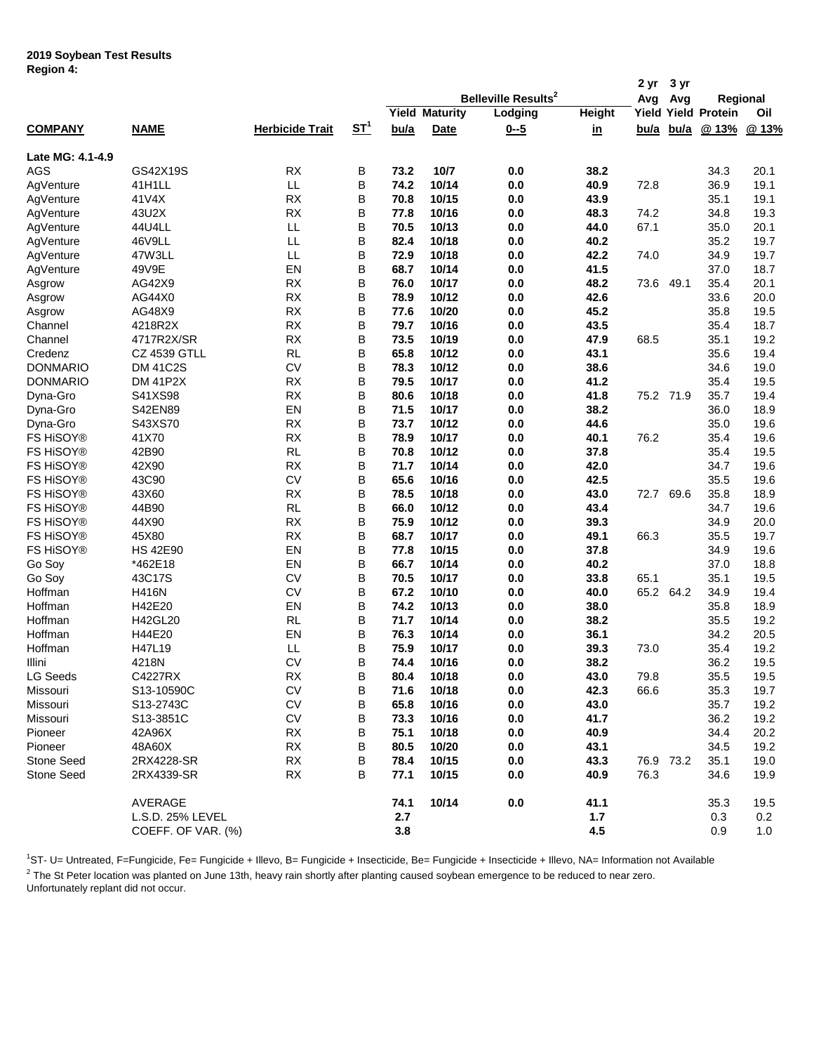**2019 Soybean Test Results**
**Region 4:**

| | | | | Belleville Results[2] | | | | 2 yr Avg | 3 yr Avg | Regional | |
|---|---|---|---|---|---|---|---|---|---|---|---|
| | | | | Yield | Maturity | Lodging | Height | Yield | Yield | Protein | Oil |
| COMPANY | NAME | Herbicide Trait | ST[1] | bu/a | Date | 0--5 | in | bu/a | bu/a | @ 13% | @ 13% |
| **Late MG: 4.1-4.9** | | | | | | | | | | | |
| AGS | GS42X19S | RX | B | 73.2 | 10/7 | 0.0 | 38.2 | | | 34.3 | 20.1 |
| AgVenture | 41H1LL | LL | B | 74.2 | 10/14 | 0.0 | 40.9 | 72.8 | | 36.9 | 19.1 |
| AgVenture | 41V4X | RX | B | 70.8 | 10/15 | 0.0 | 43.9 | | | 35.1 | 19.1 |
| AgVenture | 43U2X | RX | B | 77.8 | 10/16 | 0.0 | 48.3 | 74.2 | | 34.8 | 19.3 |
| AgVenture | 44U4LL | LL | B | 70.5 | 10/13 | 0.0 | 44.0 | 67.1 | | 35.0 | 20.1 |
| AgVenture | 46V9LL | LL | B | 82.4 | 10/18 | 0.0 | 40.2 | | | 35.2 | 19.7 |
| AgVenture | 47W3LL | LL | B | 72.9 | 10/18 | 0.0 | 42.2 | 74.0 | | 34.9 | 19.7 |
| AgVenture | 49V9E | EN | B | 68.7 | 10/14 | 0.0 | 41.5 | | | 37.0 | 18.7 |
| Asgrow | AG42X9 | RX | B | 76.0 | 10/17 | 0.0 | 48.2 | 73.6 | 49.1 | 35.4 | 20.1 |
| Asgrow | AG44X0 | RX | B | 78.9 | 10/12 | 0.0 | 42.6 | | | 33.6 | 20.0 |
| Asgrow | AG48X9 | RX | B | 77.6 | 10/20 | 0.0 | 45.2 | | | 35.8 | 19.5 |
| Channel | 4218R2X | RX | B | 79.7 | 10/16 | 0.0 | 43.5 | | | 35.4 | 18.7 |
| Channel | 4717R2X/SR | RX | B | 73.5 | 10/19 | 0.0 | 47.9 | 68.5 | | 35.1 | 19.2 |
| Credenz | CZ 4539 GTLL | RL | B | 65.8 | 10/12 | 0.0 | 43.1 | | | 35.6 | 19.4 |
| DONMARIO | DM 41C2S | CV | B | 78.3 | 10/12 | 0.0 | 38.6 | | | 34.6 | 19.0 |
| DONMARIO | DM 41P2X | RX | B | 79.5 | 10/17 | 0.0 | 41.2 | | | 35.4 | 19.5 |
| Dyna-Gro | S41XS98 | RX | B | 80.6 | 10/18 | 0.0 | 41.8 | 75.2 | 71.9 | 35.7 | 19.4 |
| Dyna-Gro | S42EN89 | EN | B | 71.5 | 10/17 | 0.0 | 38.2 | | | 36.0 | 18.9 |
| Dyna-Gro | S43XS70 | RX | B | 73.7 | 10/12 | 0.0 | 44.6 | | | 35.0 | 19.6 |
| FS HiSOY® | 41X70 | RX | B | 78.9 | 10/17 | 0.0 | 40.1 | 76.2 | | 35.4 | 19.6 |
| FS HiSOY® | 42B90 | RL | B | 70.8 | 10/12 | 0.0 | 37.8 | | | 35.4 | 19.5 |
| FS HiSOY® | 42X90 | RX | B | 71.7 | 10/14 | 0.0 | 42.0 | | | 34.7 | 19.6 |
| FS HiSOY® | 43C90 | CV | B | 65.6 | 10/16 | 0.0 | 42.5 | | | 35.5 | 19.6 |
| FS HiSOY® | 43X60 | RX | B | 78.5 | 10/18 | 0.0 | 43.0 | 72.7 | 69.6 | 35.8 | 18.9 |
| FS HiSOY® | 44B90 | RL | B | 66.0 | 10/12 | 0.0 | 43.4 | | | 34.7 | 19.6 |
| FS HiSOY® | 44X90 | RX | B | 75.9 | 10/12 | 0.0 | 39.3 | | | 34.9 | 20.0 |
| FS HiSOY® | 45X80 | RX | B | 68.7 | 10/17 | 0.0 | 49.1 | 66.3 | | 35.5 | 19.7 |
| FS HiSOY® | HS 42E90 | EN | B | 77.8 | 10/15 | 0.0 | 37.8 | | | 34.9 | 19.6 |
| Go Soy | *462E18 | EN | B | 66.7 | 10/14 | 0.0 | 40.2 | | | 37.0 | 18.8 |
| Go Soy | 43C17S | CV | B | 70.5 | 10/17 | 0.0 | 33.8 | 65.1 | | 35.1 | 19.5 |
| Hoffman | H416N | CV | B | 67.2 | 10/10 | 0.0 | 40.0 | 65.2 | 64.2 | 34.9 | 19.4 |
| Hoffman | H42E20 | EN | B | 74.2 | 10/13 | 0.0 | 38.0 | | | 35.8 | 18.9 |
| Hoffman | H42GL20 | RL | B | 71.7 | 10/14 | 0.0 | 38.2 | | | 35.5 | 19.2 |
| Hoffman | H44E20 | EN | B | 76.3 | 10/14 | 0.0 | 36.1 | | | 34.2 | 20.5 |
| Hoffman | H47L19 | LL | B | 75.9 | 10/17 | 0.0 | 39.3 | 73.0 | | 35.4 | 19.2 |
| Illini | 4218N | CV | B | 74.4 | 10/16 | 0.0 | 38.2 | | | 36.2 | 19.5 |
| LG Seeds | C4227RX | RX | B | 80.4 | 10/18 | 0.0 | 43.0 | 79.8 | | 35.5 | 19.5 |
| Missouri | S13-10590C | CV | B | 71.6 | 10/18 | 0.0 | 42.3 | 66.6 | | 35.3 | 19.7 |
| Missouri | S13-2743C | CV | B | 65.8 | 10/16 | 0.0 | 43.0 | | | 35.7 | 19.2 |
| Missouri | S13-3851C | CV | B | 73.3 | 10/16 | 0.0 | 41.7 | | | 36.2 | 19.2 |
| Pioneer | 42A96X | RX | B | 75.1 | 10/18 | 0.0 | 40.9 | | | 34.4 | 20.2 |
| Pioneer | 48A60X | RX | B | 80.5 | 10/20 | 0.0 | 43.1 | | | 34.5 | 19.2 |
| Stone Seed | 2RX4228-SR | RX | B | 78.4 | 10/15 | 0.0 | 43.3 | 76.9 | 73.2 | 35.1 | 19.0 |
| Stone Seed | 2RX4339-SR | RX | B | 77.1 | 10/15 | 0.0 | 40.9 | 76.3 | | 34.6 | 19.9 |
| | AVERAGE | | | 74.1 | 10/14 | 0.0 | 41.1 | | | 35.3 | 19.5 |
| | L.S.D. 25% LEVEL | | | 2.7 | | | 1.7 | | | 0.3 | 0.2 |
| | COEFF. OF VAR. (%) | | | 3.8 | | | 4.5 | | | 0.9 | 1.0 |

[1]ST- U= Untreated, F=Fungicide, Fe= Fungicide + Illevo, B= Fungicide + Insecticide, Be= Fungicide + Insecticide + Illevo, NA= Information not Available

[2] The St Peter location was planted on June 13th, heavy rain shortly after planting caused soybean emergence to be reduced to near zero. Unfortunately replant did not occur.